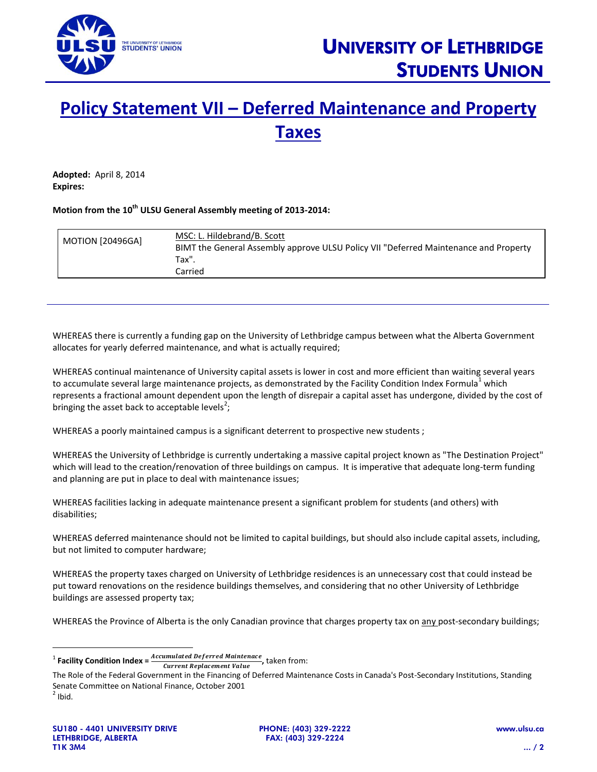# Policy Statement VII – Deferred Maintenance and Property Taxes

**Adopted:** April 8, 2014
**Expires:**

**Motion from the 10th ULSU General Assembly meeting of 2013-2014:**

| | |
|---|---|
| MOTION [20496GA] | MSC: L. Hildebrand/B. Scott<br>BIMT the General Assembly approve ULSU Policy VII "Deferred Maintenance and Property Tax".<br>Carried |

---

WHEREAS there is currently a funding gap on the University of Lethbridge campus between what the Alberta Government allocates for yearly deferred maintenance, and what is actually required;

WHEREAS continual maintenance of University capital assets is lower in cost and more efficient than waiting several years to accumulate several large maintenance projects, as demonstrated by the Facility Condition Index Formula[1] which represents a fractional amount dependent upon the length of disrepair a capital asset has undergone, divided by the cost of bringing the asset back to acceptable levels[2];

WHEREAS a poorly maintained campus is a significant deterrent to prospective new students ;

WHEREAS the University of Lethbridge is currently undertaking a massive capital project known as "The Destination Project" which will lead to the creation/renovation of three buildings on campus. It is imperative that adequate long-term funding and planning are put in place to deal with maintenance issues;

WHEREAS facilities lacking in adequate maintenance present a significant problem for students (and others) with disabilities;

WHEREAS deferred maintenance should not be limited to capital buildings, but should also include capital assets, including, but not limited to computer hardware;

WHEREAS the property taxes charged on University of Lethbridge residences is an unnecessary cost that could instead be put toward renovations on the residence buildings themselves, and considering that no other University of Lethbridge buildings are assessed property tax;

WHEREAS the Province of Alberta is the only Canadian province that charges property tax on <u>any</u> post-secondary buildings;

---

[1] **Facility Condition Index =** $\frac{Accumulated\ Deferred\ Maintenace}{Current\ Replacement\ Value}$, taken from:
The Role of the Federal Government in the Financing of Deferred Maintenance Costs in Canada's Post-Secondary Institutions, Standing Senate Committee on National Finance, October 2001

[2] Ibid.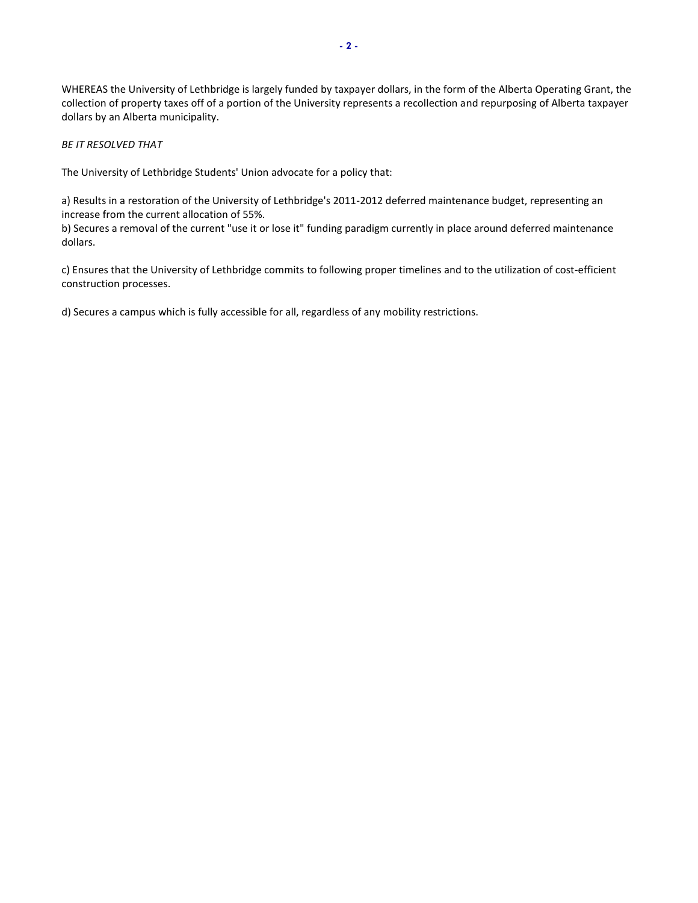WHEREAS the University of Lethbridge is largely funded by taxpayer dollars, in the form of the Alberta Operating Grant, the collection of property taxes off of a portion of the University represents a recollection and repurposing of Alberta taxpayer dollars by an Alberta municipality.

*BE IT RESOLVED THAT*

The University of Lethbridge Students' Union advocate for a policy that:

a) Results in a restoration of the University of Lethbridge's 2011-2012 deferred maintenance budget, representing an increase from the current allocation of 55%.
b) Secures a removal of the current "use it or lose it" funding paradigm currently in place around deferred maintenance dollars.

c) Ensures that the University of Lethbridge commits to following proper timelines and to the utilization of cost-efficient construction processes.

d) Secures a campus which is fully accessible for all, regardless of any mobility restrictions.